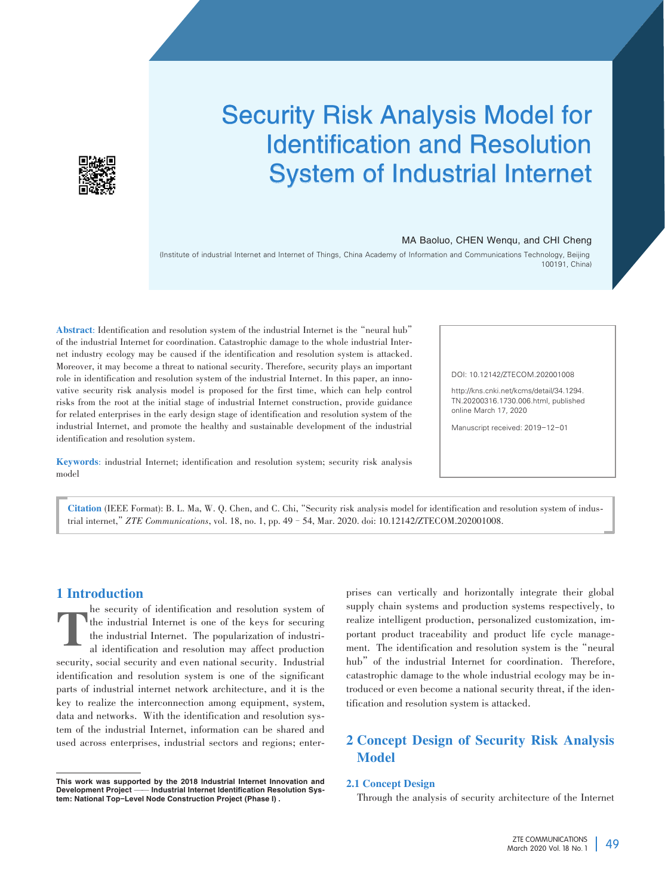# Security Risk Analysis Model for Identification and Resolution System of Industrial Internet

MA Baoluo, CHEN Wenqu, and CHI Cheng

(Institute of industrial Internet and Internet of Things, China Academy of Information and Communications Technology, Beijing 100191, China)

**Abstract**: Identification and resolution system of the industrial Internet is the "neural hub" of the industrial Internet for coordination. Catastrophic damage to the whole industrial Internet industry ecology may be caused if the identification and resolution system is attacked. Moreover, it may become a threat to national security. Therefore, security plays an important role in identification and resolution system of the industrial Internet. In this paper, an innovative security risk analysis model is proposed for the first time, which can help control risks from the root at the initial stage of industrial Internet construction, provide guidance for related enterprises in the early design stage of identification and resolution system of the industrial Internet, and promote the healthy and sustainable development of the industrial identification and resolution system.

**Keywords**: industrial Internet; identification and resolution system; security risk analysis model

DOI: 10.12142/ZTECOM.202001008

http://kns.cnki.net/kcms/detail/34.1294.TN.20200316.1730.006.html, published online March 17, 2020

Manuscript received: 2019-12-01

**Citation** (IEEE Format): B. L. Ma, W. Q. Chen, and C. Chi, "Security risk analysis model for identification and resolution system of industrial internet," *ZTE Communications*, vol. 18, no. 1, pp. 49–54, Mar. 2020. doi: 10.12142/ZTECOM.202001008.

## 1 Introduction

The security of identification and resolution system of the industrial Internet is one of the keys for securing the industrial Internet. The popularization of industrial identification and resolution may affect production security, social security and even national security. Industrial identification and resolution system is one of the significant parts of industrial internet network architecture, and it is the key to realize the interconnection among equipment, system, data and networks. With the identification and resolution system of the industrial Internet, information can be shared and used across enterprises, industrial sectors and regions; enterprises can vertically and horizontally integrate their global supply chain systems and production systems respectively, to realize intelligent production, personalized customization, important product traceability and product life cycle management. The identification and resolution system is the "neural hub" of the industrial Internet for coordination. Therefore, catastrophic damage to the whole industrial ecology may be introduced or even become a national security threat, if the identification and resolution system is attacked.

## 2 Concept Design of Security Risk Analysis Model

### 2.1 Concept Design

Through the analysis of security architecture of the Internet

**This work was supported by the 2018 Industrial Internet Innovation and Development Project —— Industrial Internet Identification Resolution System: National Top-Level Node Construction Project (Phase I).**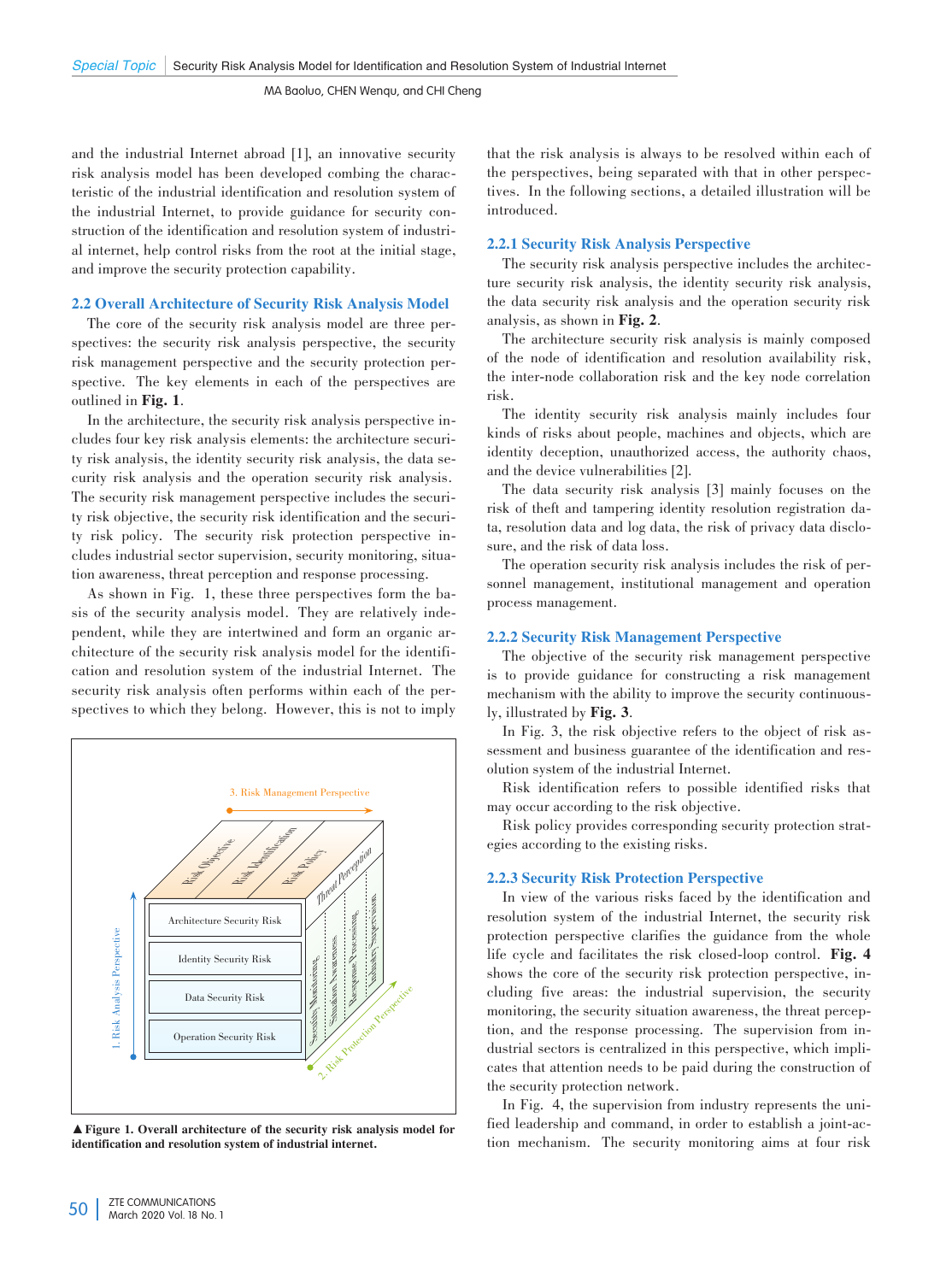and the industrial Internet abroad [1], an innovative security risk analysis model has been developed combing the characteristic of the industrial identification and resolution system of the industrial Internet, to provide guidance for security construction of the identification and resolution system of industrial internet, help control risks from the root at the initial stage, and improve the security protection capability.

## 2.2 Overall Architecture of Security Risk Analysis Model

The core of the security risk analysis model are three perspectives: the security risk analysis perspective, the security risk management perspective and the security protection perspective. The key elements in each of the perspectives are outlined in **Fig. 1**.

In the architecture, the security risk analysis perspective includes four key risk analysis elements: the architecture security risk analysis, the identity security risk analysis, the data security risk analysis and the operation security risk analysis. The security risk management perspective includes the security risk objective, the security risk identification and the security risk policy. The security risk protection perspective includes industrial sector supervision, security monitoring, situation awareness, threat perception and response processing.

As shown in Fig. 1, these three perspectives form the basis of the security analysis model. They are relatively independent, while they are intertwined and form an organic architecture of the security risk analysis model for the identification and resolution system of the industrial Internet. The security risk analysis often performs within each of the perspectives to which they belong. However, this is not to imply that the risk analysis is always to be resolved within each of the perspectives, being separated with that in other perspectives. In the following sections, a detailed illustration will be introduced.

▲**Figure 1. Overall architecture of the security risk analysis model for identification and resolution system of industrial internet.**

### 2.2.1 Security Risk Analysis Perspective

The security risk analysis perspective includes the architecture security risk analysis, the identity security risk analysis, the data security risk analysis and the operation security risk analysis, as shown in **Fig. 2**.

The architecture security risk analysis is mainly composed of the node of identification and resolution availability risk, the inter-node collaboration risk and the key node correlation risk.

The identity security risk analysis mainly includes four kinds of risks about people, machines and objects, which are identity deception, unauthorized access, the authority chaos, and the device vulnerabilities [2].

The data security risk analysis [3] mainly focuses on the risk of theft and tampering identity resolution registration data, resolution data and log data, the risk of privacy data disclosure, and the risk of data loss.

The operation security risk analysis includes the risk of personnel management, institutional management and operation process management.

### 2.2.2 Security Risk Management Perspective

The objective of the security risk management perspective is to provide guidance for constructing a risk management mechanism with the ability to improve the security continuously, illustrated by **Fig. 3**.

In Fig. 3, the risk objective refers to the object of risk assessment and business guarantee of the identification and resolution system of the industrial Internet.

Risk identification refers to possible identified risks that may occur according to the risk objective.

Risk policy provides corresponding security protection strategies according to the existing risks.

### 2.2.3 Security Risk Protection Perspective

In view of the various risks faced by the identification and resolution system of the industrial Internet, the security risk protection perspective clarifies the guidance from the whole life cycle and facilitates the risk closed-loop control. **Fig. 4** shows the core of the security risk protection perspective, including five areas: the industrial supervision, the security monitoring, the security situation awareness, the threat perception, and the response processing. The supervision from industrial sectors is centralized in this perspective, which implicates that attention needs to be paid during the construction of the security protection network.

In Fig. 4, the supervision from industry represents the unified leadership and command, in order to establish a joint-action mechanism. The security monitoring aims at four risk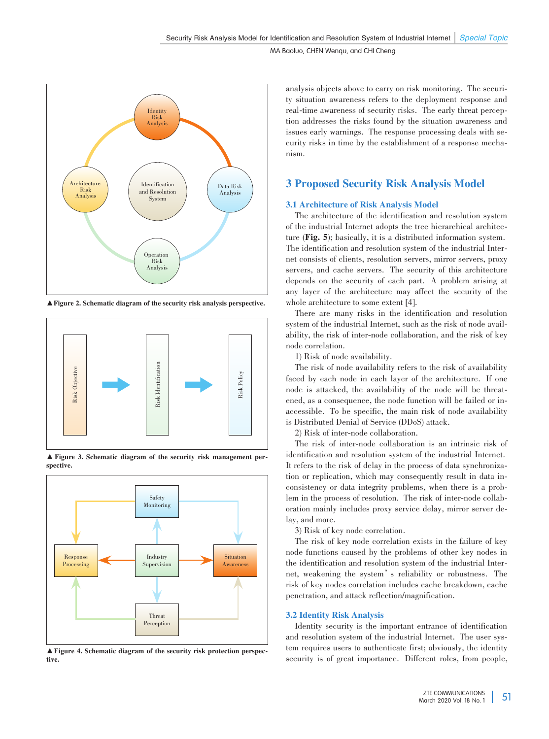▲Figure 2. Schematic diagram of the security risk analysis perspective.

▲ Figure 3. Schematic diagram of the security risk management perspective.

▲Figure 4. Schematic diagram of the security risk protection perspective.

analysis objects above to carry on risk monitoring. The security situation awareness refers to the deployment response and real-time awareness of security risks. The early threat perception addresses the risks found by the situation awareness and issues early warnings. The response processing deals with security risks in time by the establishment of a response mechanism.

## 3 Proposed Security Risk Analysis Model

### 3.1 Architecture of Risk Analysis Model

The architecture of the identification and resolution system of the industrial Internet adopts the tree hierarchical architecture (**Fig. 5**); basically, it is a distributed information system. The identification and resolution system of the industrial Internet consists of clients, resolution servers, mirror servers, proxy servers, and cache servers. The security of this architecture depends on the security of each part. A problem arising at any layer of the architecture may affect the security of the whole architecture to some extent [4].

There are many risks in the identification and resolution system of the industrial Internet, such as the risk of node availability, the risk of inter-node collaboration, and the risk of key node correlation.

1) Risk of node availability.

The risk of node availability refers to the risk of availability faced by each node in each layer of the architecture. If one node is attacked, the availability of the node will be threatened, as a consequence, the node function will be failed or inaccessible. To be specific, the main risk of node availability is Distributed Denial of Service (DDoS) attack.

2) Risk of inter-node collaboration.

The risk of inter-node collaboration is an intrinsic risk of identification and resolution system of the industrial Internet. It refers to the risk of delay in the process of data synchronization or replication, which may consequently result in data inconsistency or data integrity problems, when there is a problem in the process of resolution. The risk of inter-node collaboration mainly includes proxy service delay, mirror server delay, and more.

3) Risk of key node correlation.

The risk of key node correlation exists in the failure of key node functions caused by the problems of other key nodes in the identification and resolution system of the industrial Internet, weakening the system's reliability or robustness. The risk of key nodes correlation includes cache breakdown, cache penetration, and attack reflection/magnification.

### 3.2 Identity Risk Analysis

Identity security is the important entrance of identification and resolution system of the industrial Internet. The user system requires users to authenticate first; obviously, the identity security is of great importance. Different roles, from people,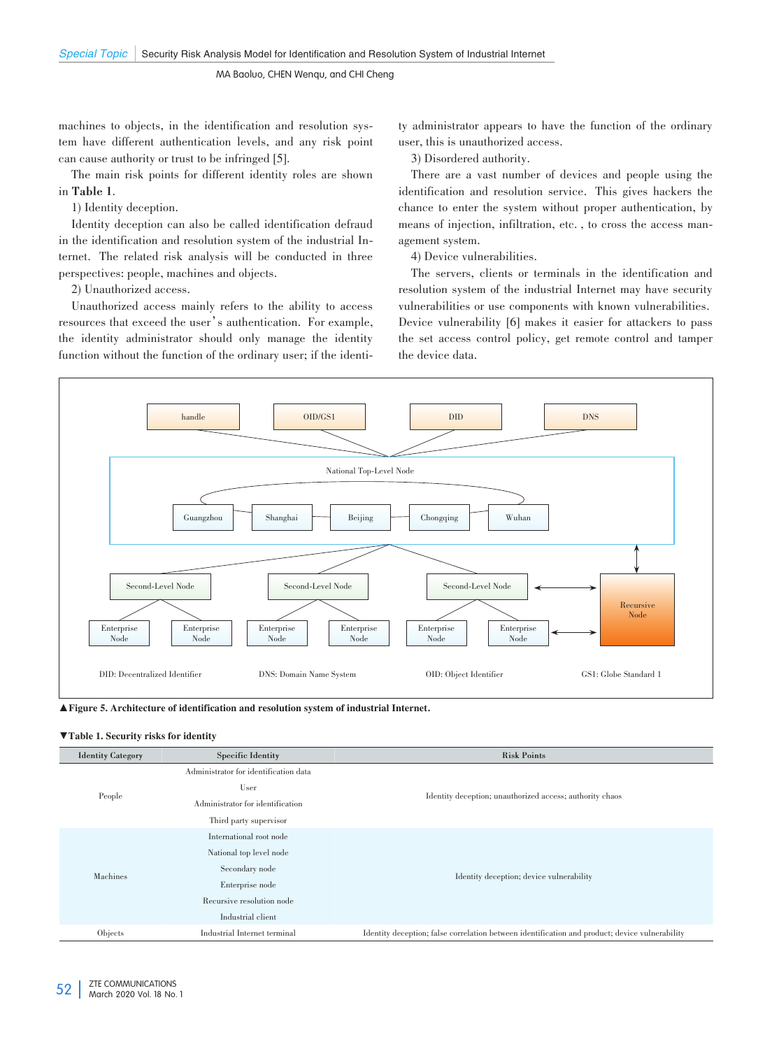machines to objects, in the identification and resolution system have different authentication levels, and any risk point can cause authority or trust to be infringed [5].

The main risk points for different identity roles are shown in **Table 1**.

1) Identity deception.

Identity deception can also be called identification defraud in the identification and resolution system of the industrial Internet. The related risk analysis will be conducted in three perspectives: people, machines and objects.

2) Unauthorized access.

Unauthorized access mainly refers to the ability to access resources that exceed the user's authentication. For example, the identity administrator should only manage the identity function without the function of the ordinary user; if the identity administrator appears to have the function of the ordinary user, this is unauthorized access.

3) Disordered authority.

There are a vast number of devices and people using the identification and resolution service. This gives hackers the chance to enter the system without proper authentication, by means of injection, infiltration, etc., to cross the access management system.

4) Device vulnerabilities.

The servers, clients or terminals in the identification and resolution system of the industrial Internet may have security vulnerabilities or use components with known vulnerabilities. Device vulnerability [6] makes it easier for attackers to pass the set access control policy, get remote control and tamper the device data.

handle | OID/GS1 | DID | DNS

National Top-Level Node: Guangzhou, Shanghai, Beijing, Chongqing, Wuhan

Second-Level Node | Second-Level Node | Second-Level Node | Recursive Node

Enterprise Node | Enterprise Node | Enterprise Node | Enterprise Node | Enterprise Node | Enterprise Node

DID: Decentralized Identifier  DNS: Domain Name System  OID: Object Identifier  GS1: Globe Standard 1

▲**Figure 5. Architecture of identification and resolution system of industrial Internet.**

▼**Table 1. Security risks for identity**

| Identity Category | Specific Identity | Risk Points |
|---|---|---|
| People | Administrator for identification data<br>User<br>Administrator for identification<br>Third party supervisor | Identity deception; unauthorized access; authority chaos |
| Machines | International root node<br>National top level node<br>Secondary node<br>Enterprise node<br>Recursive resolution node<br>Industrial client | Identity deception; device vulnerability |
| Objects | Industrial Internet terminal | Identity deception; false correlation between identification and product; device vulnerability |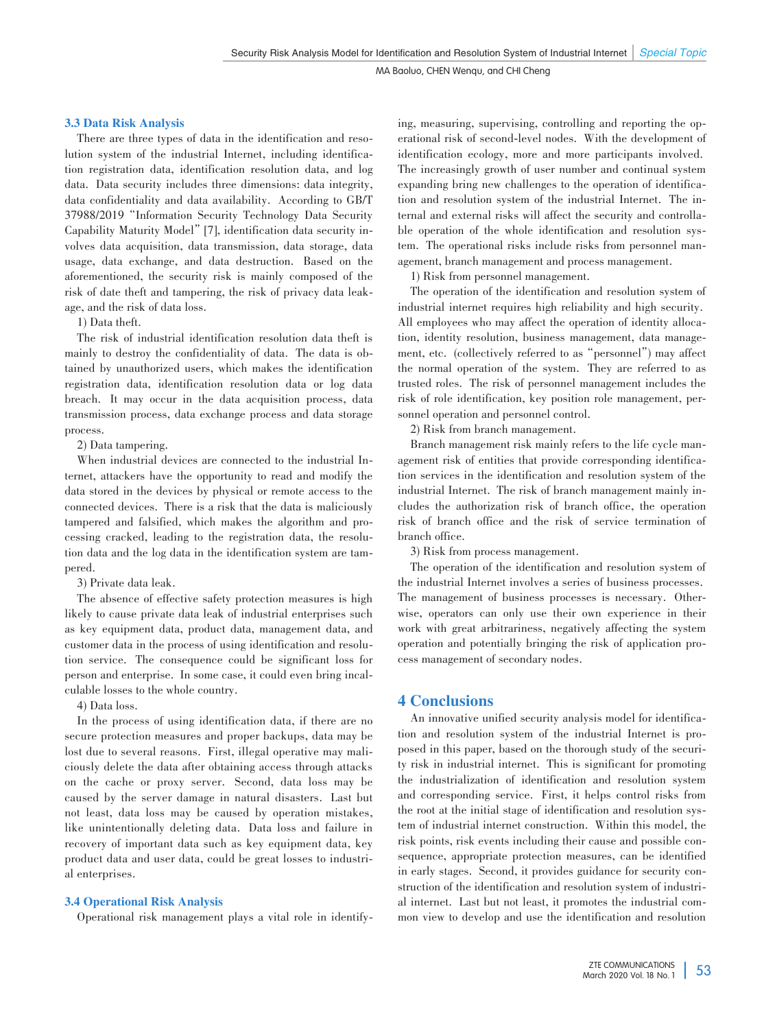### 3.3 Data Risk Analysis

There are three types of data in the identification and resolution system of the industrial Internet, including identification registration data, identification resolution data, and log data. Data security includes three dimensions: data integrity, data confidentiality and data availability. According to GB/T 37988/2019 "Information Security Technology Data Security Capability Maturity Model" [7], identification data security involves data acquisition, data transmission, data storage, data usage, data exchange, and data destruction. Based on the aforementioned, the security risk is mainly composed of the risk of date theft and tampering, the risk of privacy data leakage, and the risk of data loss.

1) Data theft.

The risk of industrial identification resolution data theft is mainly to destroy the confidentiality of data. The data is obtained by unauthorized users, which makes the identification registration data, identification resolution data or log data breach. It may occur in the data acquisition process, data transmission process, data exchange process and data storage process.

2) Data tampering.

When industrial devices are connected to the industrial Internet, attackers have the opportunity to read and modify the data stored in the devices by physical or remote access to the connected devices. There is a risk that the data is maliciously tampered and falsified, which makes the algorithm and processing cracked, leading to the registration data, the resolution data and the log data in the identification system are tampered.

3) Private data leak.

The absence of effective safety protection measures is high likely to cause private data leak of industrial enterprises such as key equipment data, product data, management data, and customer data in the process of using identification and resolution service. The consequence could be significant loss for person and enterprise. In some case, it could even bring incalculable losses to the whole country.

4) Data loss.

In the process of using identification data, if there are no secure protection measures and proper backups, data may be lost due to several reasons. First, illegal operative may maliciously delete the data after obtaining access through attacks on the cache or proxy server. Second, data loss may be caused by the server damage in natural disasters. Last but not least, data loss may be caused by operation mistakes, like unintentionally deleting data. Data loss and failure in recovery of important data such as key equipment data, key product data and user data, could be great losses to industrial enterprises.

### 3.4 Operational Risk Analysis

Operational risk management plays a vital role in identifying, measuring, supervising, controlling and reporting the operational risk of second-level nodes. With the development of identification ecology, more and more participants involved. The increasingly growth of user number and continual system expanding bring new challenges to the operation of identification and resolution system of the industrial Internet. The internal and external risks will affect the security and controllable operation of the whole identification and resolution system. The operational risks include risks from personnel management, branch management and process management.

1) Risk from personnel management.

The operation of the identification and resolution system of industrial internet requires high reliability and high security. All employees who may affect the operation of identity allocation, identity resolution, business management, data management, etc. (collectively referred to as "personnel") may affect the normal operation of the system. They are referred to as trusted roles. The risk of personnel management includes the risk of role identification, key position role management, personnel operation and personnel control.

2) Risk from branch management.

Branch management risk mainly refers to the life cycle management risk of entities that provide corresponding identification services in the identification and resolution system of the industrial Internet. The risk of branch management mainly includes the authorization risk of branch office, the operation risk of branch office and the risk of service termination of branch office.

3) Risk from process management.

The operation of the identification and resolution system of the industrial Internet involves a series of business processes. The management of business processes is necessary. Otherwise, operators can only use their own experience in their work with great arbitrariness, negatively affecting the system operation and potentially bringing the risk of application process management of secondary nodes.

## 4 Conclusions

An innovative unified security analysis model for identification and resolution system of the industrial Internet is proposed in this paper, based on the thorough study of the security risk in industrial internet. This is significant for promoting the industrialization of identification and resolution system and corresponding service. First, it helps control risks from the root at the initial stage of identification and resolution system of industrial internet construction. Within this model, the risk points, risk events including their cause and possible consequence, appropriate protection measures, can be identified in early stages. Second, it provides guidance for security construction of the identification and resolution system of industrial internet. Last but not least, it promotes the industrial common view to develop and use the identification and resolution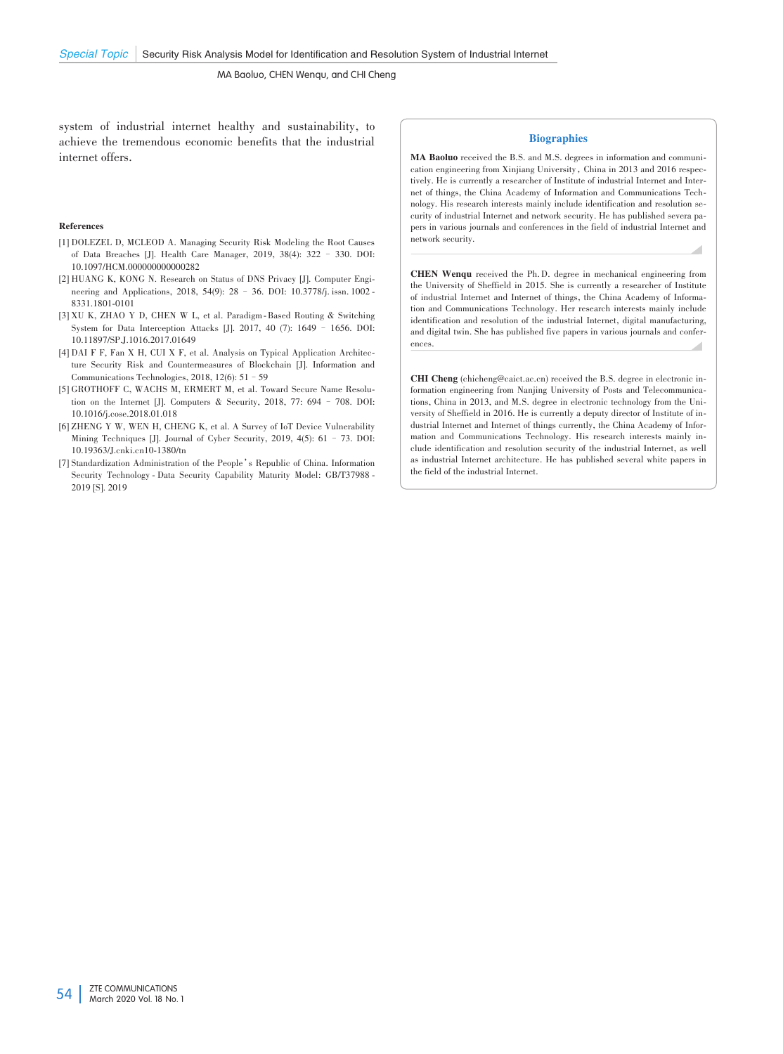system of industrial internet healthy and sustainability, to achieve the tremendous economic benefits that the industrial internet offers.

## References

[1] DOLEZEL D, MCLEOD A. Managing Security Risk Modeling the Root Causes of Data Breaches [J]. Health Care Manager, 2019, 38(4): 322 – 330. DOI: 10.1097/HCM.000000000000282

[2] HUANG K, KONG N. Research on Status of DNS Privacy [J]. Computer Engineering and Applications, 2018, 54(9): 28 – 36. DOI: 10.3778/j. issn. 1002 - 8331.1801-0101

[3] XU K, ZHAO Y D, CHEN W L, et al. Paradigm-Based Routing & Switching System for Data Interception Attacks [J]. 2017, 40 (7): 1649 – 1656. DOI: 10.11897/SP.J.1016.2017.01649

[4] DAI F F, Fan X H, CUI X F, et al. Analysis on Typical Application Architecture Security Risk and Countermeasures of Blockchain [J]. Information and Communications Technologies, 2018, 12(6): 51 – 59

[5] GROTHOFF C, WACHS M, ERMERT M, et al. Toward Secure Name Resolution on the Internet [J]. Computers & Security, 2018, 77: 694 – 708. DOI: 10.1016/j.cose.2018.01.018

[6] ZHENG Y W, WEN H, CHENG K, et al. A Survey of IoT Device Vulnerability Mining Techniques [J]. Journal of Cyber Security, 2019, 4(5): 61 – 73. DOI: 10.19363/J.cnki.cn10-1380/tn

[7] Standardization Administration of the People's Republic of China. Information Security Technology - Data Security Capability Maturity Model: GB/T37988 - 2019 [S]. 2019

## Biographies

**MA Baoluo** received the B.S. and M.S. degrees in information and communication engineering from Xinjiang University, China in 2013 and 2016 respectively. He is currently a researcher of Institute of industrial Internet and Internet of things, the China Academy of Information and Communications Technology. His research interests mainly include identification and resolution security of industrial Internet and network security. He has published severa papers in various journals and conferences in the field of industrial Internet and network security.

**CHEN Wenqu** received the Ph. D. degree in mechanical engineering from the University of Sheffield in 2015. She is currently a researcher of Institute of industrial Internet and Internet of things, the China Academy of Information and Communications Technology. Her research interests mainly include identification and resolution of the industrial Internet, digital manufacturing, and digital twin. She has published five papers in various journals and conferences.

**CHI Cheng** (chicheng@caict.ac.cn) received the B.S. degree in electronic information engineering from Nanjing University of Posts and Telecommunications, China in 2013, and M.S. degree in electronic technology from the University of Sheffield in 2016. He is currently a deputy director of Institute of industrial Internet and Internet of things currently, the China Academy of Information and Communications Technology. His research interests mainly include identification and resolution security of the industrial Internet, as well as industrial Internet architecture. He has published several white papers in the field of the industrial Internet.